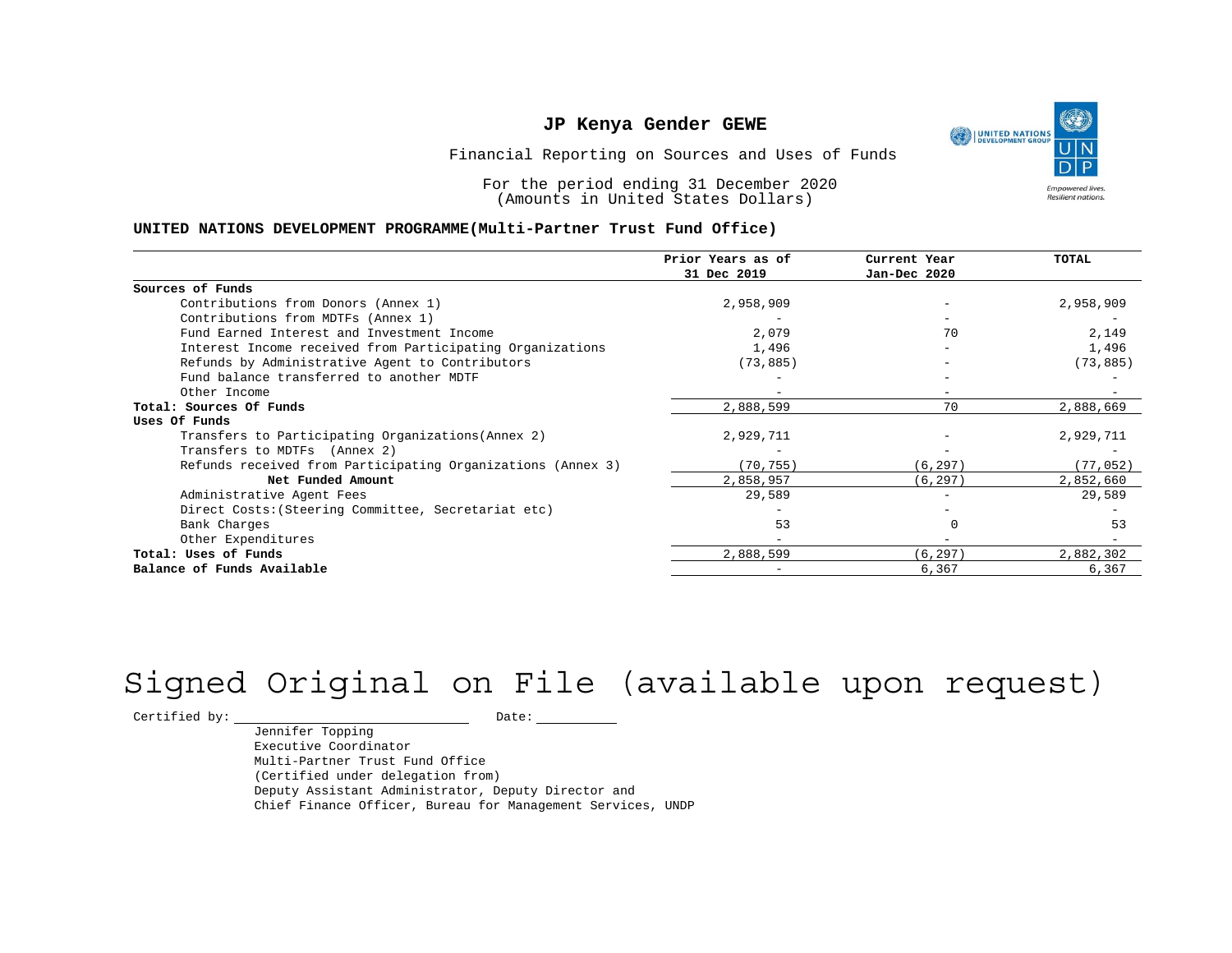# JP Kenya Gender GEWE

Financial Reporting on Sources and Uses of Funds

For the period ending 31 December 2020
(Amounts in United States Dollars)

**UNITED NATIONS DEVELOPMENT PROGRAMME(Multi-Partner Trust Fund Office)**

| | Prior Years as of 31 Dec 2019 | Current Year Jan-Dec 2020 | TOTAL |
|---|---|---|---|
| **Sources of Funds** | | | |
| Contributions from Donors (Annex 1) | 2,958,909 | - | 2,958,909 |
| Contributions from MDTFs (Annex 1) | - | - | - |
| Fund Earned Interest and Investment Income | 2,079 | 70 | 2,149 |
| Interest Income received from Participating Organizations | 1,496 | - | 1,496 |
| Refunds by Administrative Agent to Contributors | (73,885) | - | (73,885) |
| Fund balance transferred to another MDTF | - | - | - |
| Other Income | - | - | - |
| **Total: Sources Of Funds** | 2,888,599 | 70 | 2,888,669 |
| **Uses Of Funds** | | | |
| Transfers to Participating Organizations(Annex 2) | 2,929,711 | - | 2,929,711 |
| Transfers to MDTFs (Annex 2) | - | - | - |
| Refunds received from Participating Organizations (Annex 3) | (70,755) | (6,297) | (77,052) |
| **Net Funded Amount** | 2,858,957 | (6,297) | 2,852,660 |
| Administrative Agent Fees | 29,589 | - | 29,589 |
| Direct Costs:(Steering Committee, Secretariat etc) | - | - | - |
| Bank Charges | 53 | 0 | 53 |
| Other Expenditures | - | - | - |
| **Total: Uses of Funds** | 2,888,599 | (6,297) | 2,882,302 |
| **Balance of Funds Available** | - | 6,367 | 6,367 |

Signed Original on File (available upon request)

Certified by: \_\_\_\_\_\_\_\_\_\_\_\_\_\_\_\_\_\_\_\_ Date: \_\_\_\_\_\_\_\_

Jennifer Topping
Executive Coordinator
Multi-Partner Trust Fund Office
(Certified under delegation from)
Deputy Assistant Administrator, Deputy Director and
Chief Finance Officer, Bureau for Management Services, UNDP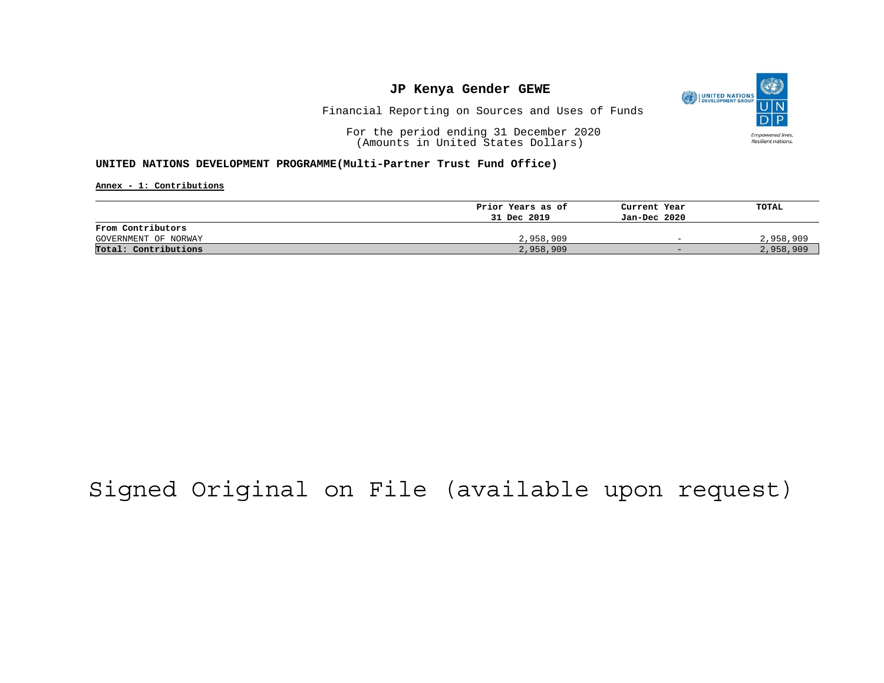# JP Kenya Gender GEWE

Financial Reporting on Sources and Uses of Funds

For the period ending 31 December 2020
(Amounts in United States Dollars)

**UNITED NATIONS DEVELOPMENT PROGRAMME(Multi-Partner Trust Fund Office)**

**Annex - 1: Contributions**

| | Prior Years as of 31 Dec 2019 | Current Year Jan-Dec 2020 | TOTAL |
|---|---|---|---|
| **From Contributors** | | | |
| GOVERNMENT OF NORWAY | 2,958,909 | - | 2,958,909 |
| **Total: Contributions** | 2,958,909 | - | 2,958,909 |

Signed Original on File (available upon request)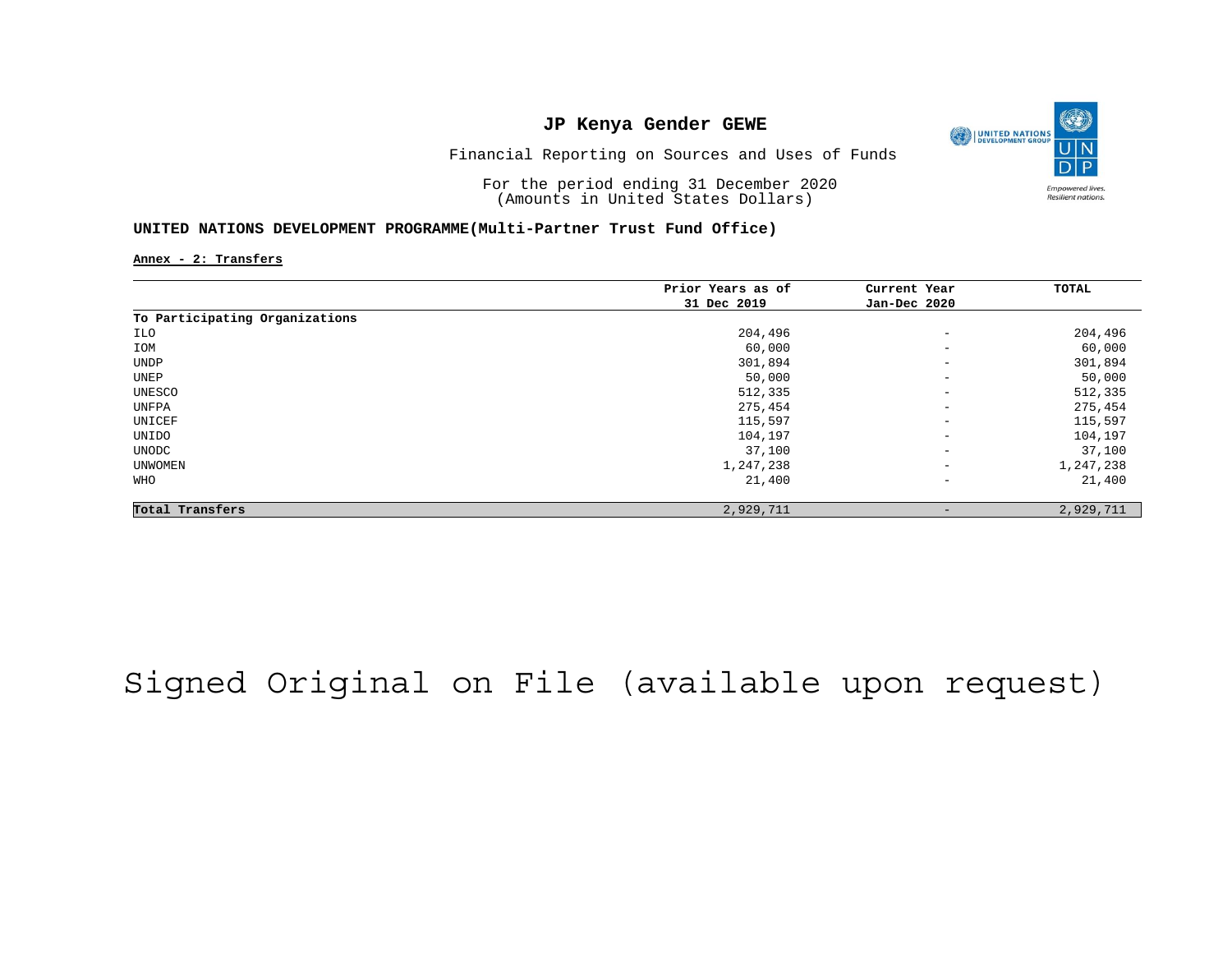# JP Kenya Gender GEWE

Financial Reporting on Sources and Uses of Funds

For the period ending 31 December 2020
(Amounts in United States Dollars)

## UNITED NATIONS DEVELOPMENT PROGRAMME(Multi-Partner Trust Fund Office)

**Annex - 2: Transfers**

| | Prior Years as of 31 Dec 2019 | Current Year Jan-Dec 2020 | TOTAL |
|---|---|---|---|
| **To Participating Organizations** | | | |
| ILO | 204,496 | - | 204,496 |
| IOM | 60,000 | - | 60,000 |
| UNDP | 301,894 | - | 301,894 |
| UNEP | 50,000 | - | 50,000 |
| UNESCO | 512,335 | - | 512,335 |
| UNFPA | 275,454 | - | 275,454 |
| UNICEF | 115,597 | - | 115,597 |
| UNIDO | 104,197 | - | 104,197 |
| UNODC | 37,100 | - | 37,100 |
| UNWOMEN | 1,247,238 | - | 1,247,238 |
| WHO | 21,400 | - | 21,400 |
| **Total Transfers** | 2,929,711 | - | 2,929,711 |

Signed Original on File (available upon request)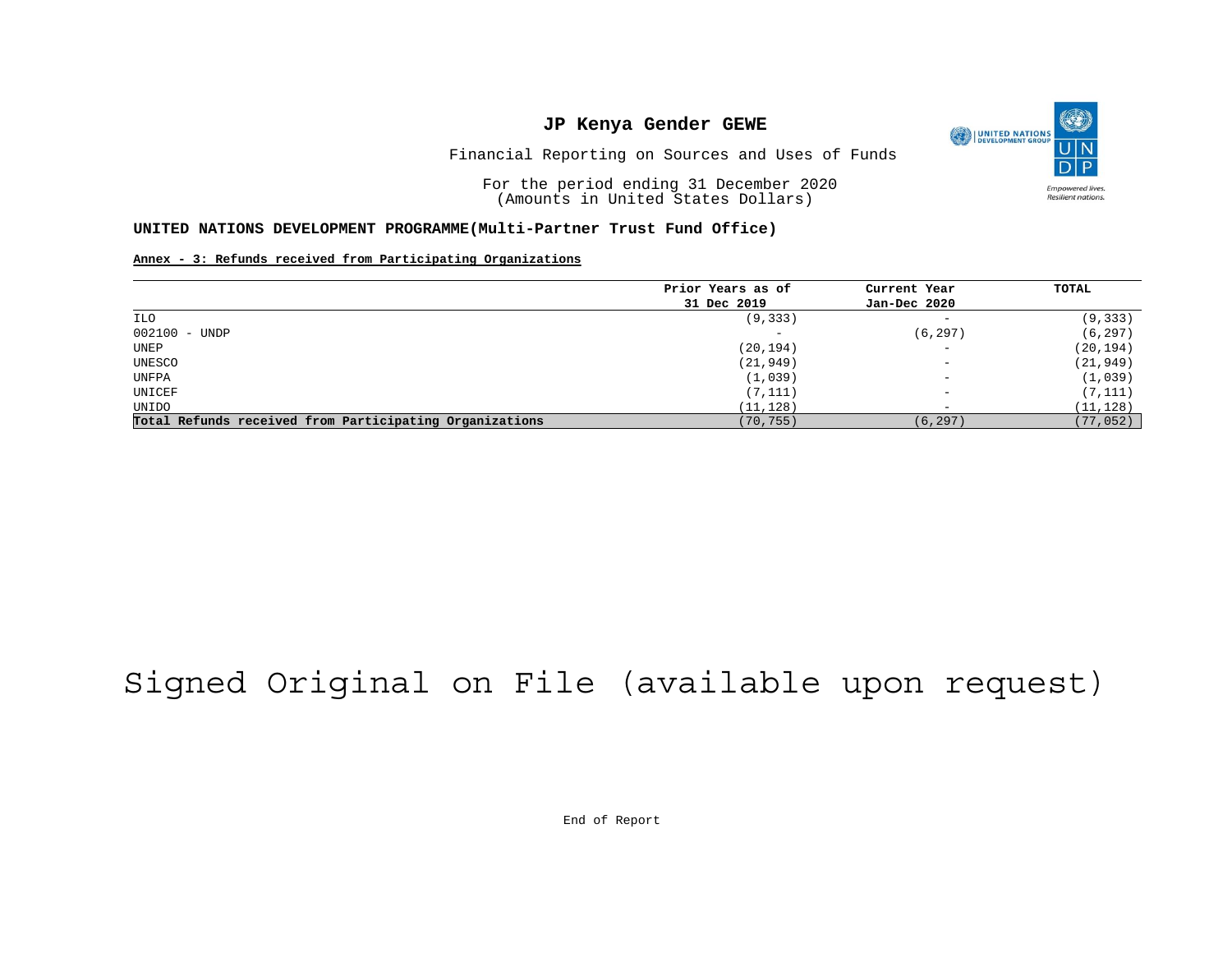## JP Kenya Gender GEWE

Financial Reporting on Sources and Uses of Funds

For the period ending 31 December 2020
(Amounts in United States Dollars)

**UNITED NATIONS DEVELOPMENT PROGRAMME(Multi-Partner Trust Fund Office)**

**Annex - 3: Refunds received from Participating Organizations**

| | Prior Years as of 31 Dec 2019 | Current Year Jan-Dec 2020 | TOTAL |
|---|---|---|---|
| ILO | (9,333) | - | (9,333) |
| 002100 - UNDP | - | (6,297) | (6,297) |
| UNEP | (20,194) | - | (20,194) |
| UNESCO | (21,949) | - | (21,949) |
| UNFPA | (1,039) | - | (1,039) |
| UNICEF | (7,111) | - | (7,111) |
| UNIDO | (11,128) | - | (11,128) |
| **Total Refunds received from Participating Organizations** | (70,755) | (6,297) | (77,052) |

Signed Original on File (available upon request)

End of Report